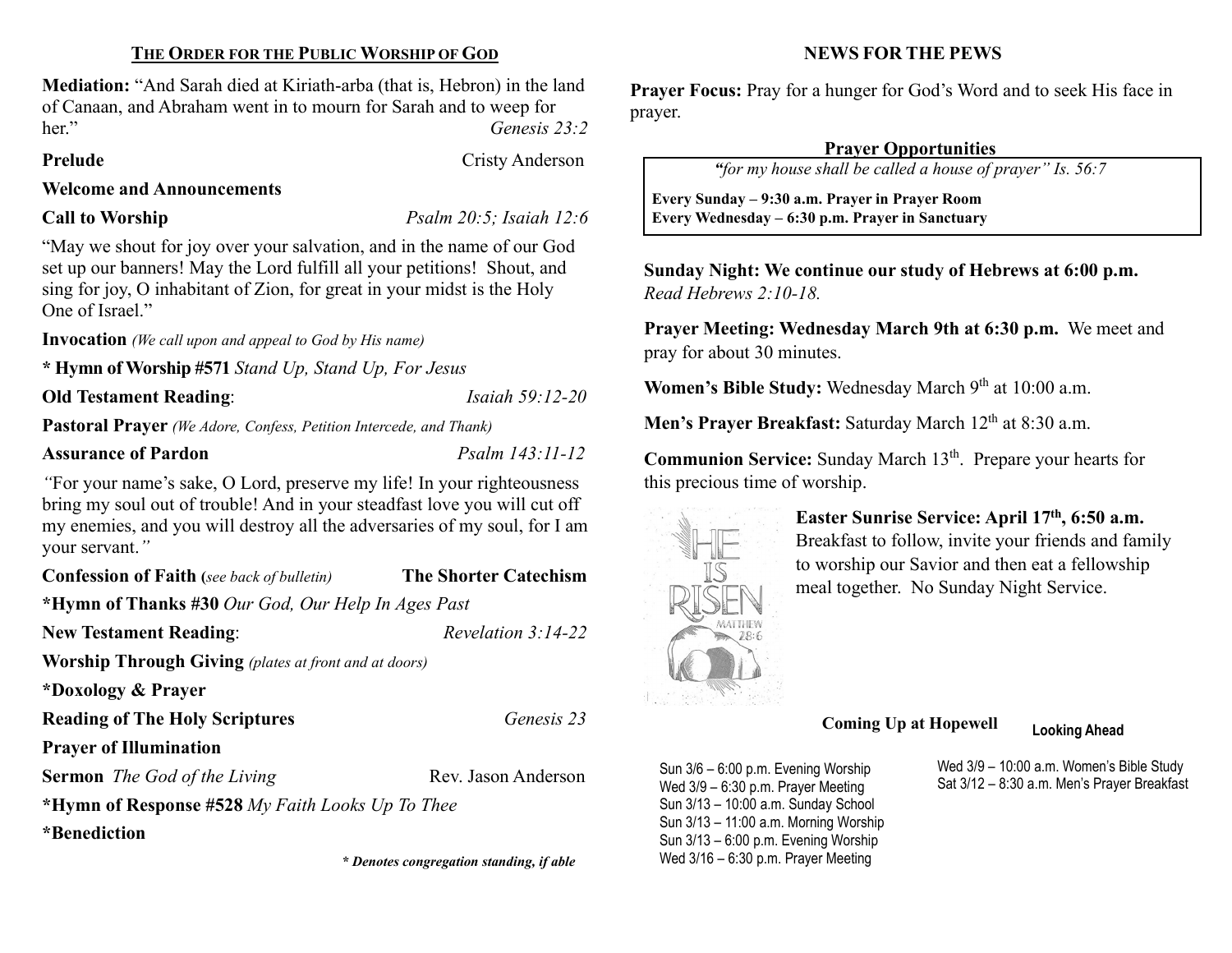## THE ORDER FOR THE PUBLIC WORSHIP OF GOD

**Mediation:** "And Sarah died at Kiriath-arba (that is, Hebron) in the land of Canaan, and Abraham went in to mourn for Sarah and to weep for her." *Genesis 23:2*

**Prelude** Cristy Anderson

**Welcome and Announcements**

**Call to Worship** *Psalm 20:5; Isaiah 12:6*

"May we shout for joy over your salvation, and in the name of our God set up our banners! May the Lord fulfill all your petitions! Shout, and sing for joy, O inhabitant of Zion, for great in your midst is the Holy One of Israel."

**Invocation** *(We call upon and appeal to God by His name)*

**\* Hymn of Worship #571** *Stand Up, Stand Up, For Jesus*

**Old Testament Reading**: *Isaiah 59:12-20*

**Pastoral Prayer** *(We Adore, Confess, Petition Intercede, and Thank)*

**Assurance of Pardon** *Psalm 143:11-12*

*"*For your name's sake, O Lord, preserve my life! In your righteousness bring my soul out of trouble! And in your steadfast love you will cut off my enemies, and you will destroy all the adversaries of my soul, for I am your servant.*"*

**Confession of Faith (***see back of bulletin)* **The Shorter Catechism**

**\*Hymn of Thanks #30** *Our God, Our Help In Ages Past*

**New Testament Reading**: *Revelation 3:14-22*

**Worship Through Giving** *(plates at front and at doors)*

**\*Doxology & Prayer**

**Reading of The Holy Scriptures** *Genesis 23*

**Prayer of Illumination**

**Sermon** *The God of the Living* Rev. Jason Anderson

**\*Hymn of Response #528** *My Faith Looks Up To Thee*

**\*Benediction**

***\* Denotes congregation standing, if able***

## NEWS FOR THE PEWS

**Prayer Focus:** Pray for a hunger for God's Word and to seek His face in prayer.

**Prayer Opportunities**

*"for my house shall be called a house of prayer" Is. 56:7*

**Every Sunday – 9:30 a.m. Prayer in Prayer Room**
**Every Wednesday – 6:30 p.m. Prayer in Sanctuary**

**Sunday Night: We continue our study of Hebrews at 6:00 p.m.** *Read Hebrews 2:10-18.*

**Prayer Meeting: Wednesday March 9th at 6:30 p.m.** We meet and pray for about 30 minutes.

**Women's Bible Study:** Wednesday March 9th at 10:00 a.m.

**Men's Prayer Breakfast:** Saturday March 12th at 8:30 a.m.

**Communion Service:** Sunday March 13th. Prepare your hearts for this precious time of worship.

**Easter Sunrise Service: April 17th, 6:50 a.m.** Breakfast to follow, invite your friends and family to worship our Savior and then eat a fellowship meal together. No Sunday Night Service.

**Coming Up at Hopewell**

Sun 3/6 – 6:00 p.m. Evening Worship
Wed 3/9 – 6:30 p.m. Prayer Meeting
Sun 3/13 – 10:00 a.m. Sunday School
Sun 3/13 – 11:00 a.m. Morning Worship
Sun 3/13 – 6:00 p.m. Evening Worship
Wed 3/16 – 6:30 p.m. Prayer Meeting

**Looking Ahead**

Wed 3/9 – 10:00 a.m. Women's Bible Study
Sat 3/12 – 8:30 a.m. Men's Prayer Breakfast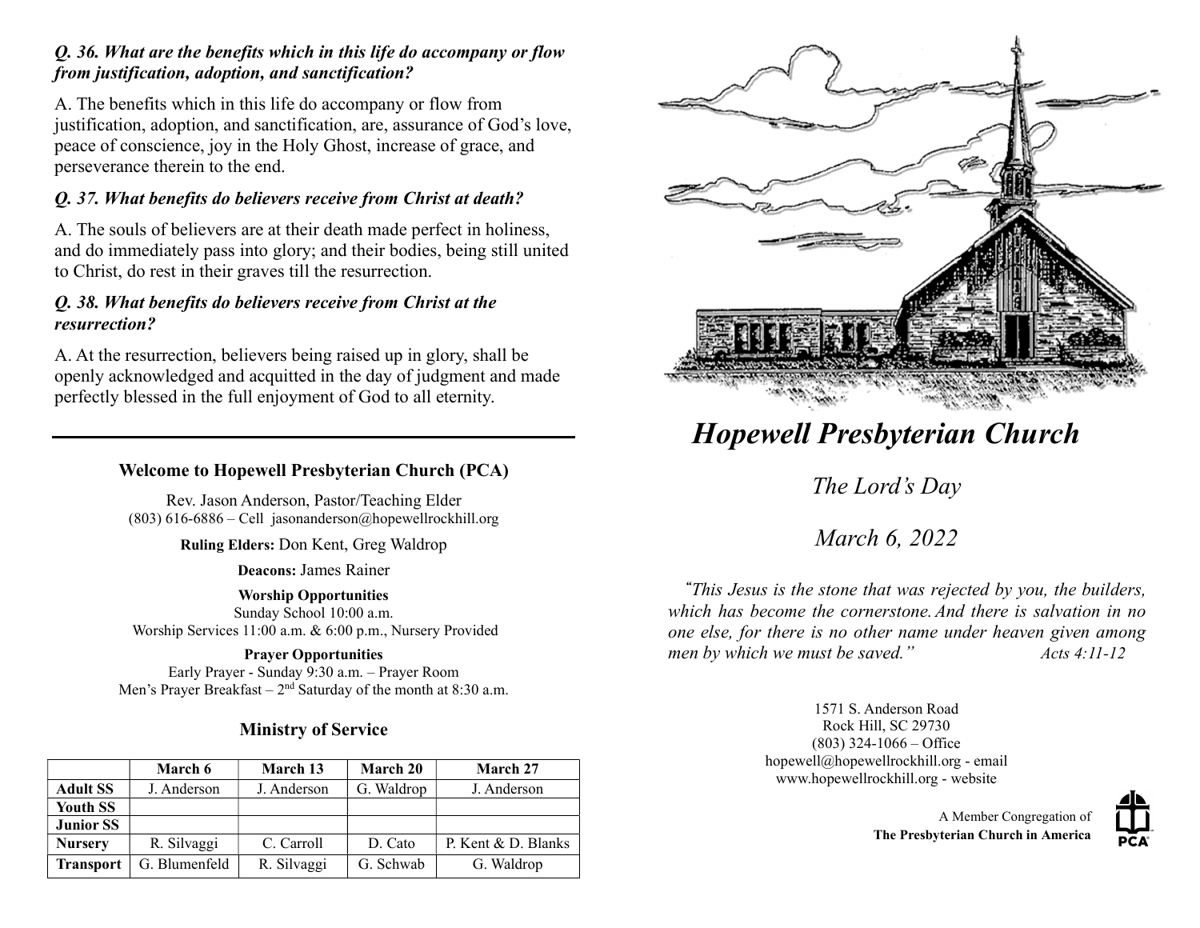***Q. 36. What are the benefits which in this life do accompany or flow from justification, adoption, and sanctification?***

A. The benefits which in this life do accompany or flow from justification, adoption, and sanctification, are, assurance of God's love, peace of conscience, joy in the Holy Ghost, increase of grace, and perseverance therein to the end.

***Q. 37. What benefits do believers receive from Christ at death?***

A. The souls of believers are at their death made perfect in holiness, and do immediately pass into glory; and their bodies, being still united to Christ, do rest in their graves till the resurrection.

***Q. 38. What benefits do believers receive from Christ at the resurrection?***

A. At the resurrection, believers being raised up in glory, shall be openly acknowledged and acquitted in the day of judgment and made perfectly blessed in the full enjoyment of God to all eternity.

---

## Welcome to Hopewell Presbyterian Church (PCA)

Rev. Jason Anderson, Pastor/Teaching Elder
(803) 616-6886 – Cell jasonanderson@hopewellrockhill.org

**Ruling Elders:** Don Kent, Greg Waldrop

**Deacons:** James Rainer

**Worship Opportunities**
Sunday School 10:00 a.m.
Worship Services 11:00 a.m. & 6:00 p.m., Nursery Provided

**Prayer Opportunities**
Early Prayer - Sunday 9:30 a.m. – Prayer Room
Men's Prayer Breakfast – 2nd Saturday of the month at 8:30 a.m.

## Ministry of Service

| | March 6 | March 13 | March 20 | March 27 |
|---|---|---|---|---|
| **Adult SS** | J. Anderson | J. Anderson | G. Waldrop | J. Anderson |
| **Youth SS** | | | | |
| **Junior SS** | | | | |
| **Nursery** | R. Silvaggi | C. Carroll | D. Cato | P. Kent & D. Blanks |
| **Transport** | G. Blumenfeld | R. Silvaggi | G. Schwab | G. Waldrop |

# *Hopewell Presbyterian Church*

*The Lord's Day*

*March 6, 2022*

*"This Jesus is the stone that was rejected by you, the builders, which has become the cornerstone. And there is salvation in no one else, for there is no other name under heaven given among men by which we must be saved."* *Acts 4:11-12*

1571 S. Anderson Road
Rock Hill, SC 29730
(803) 324-1066 – Office
hopewell@hopewellrockhill.org - email
www.hopewellrockhill.org - website

A Member Congregation of
**The Presbyterian Church in America**

PCA